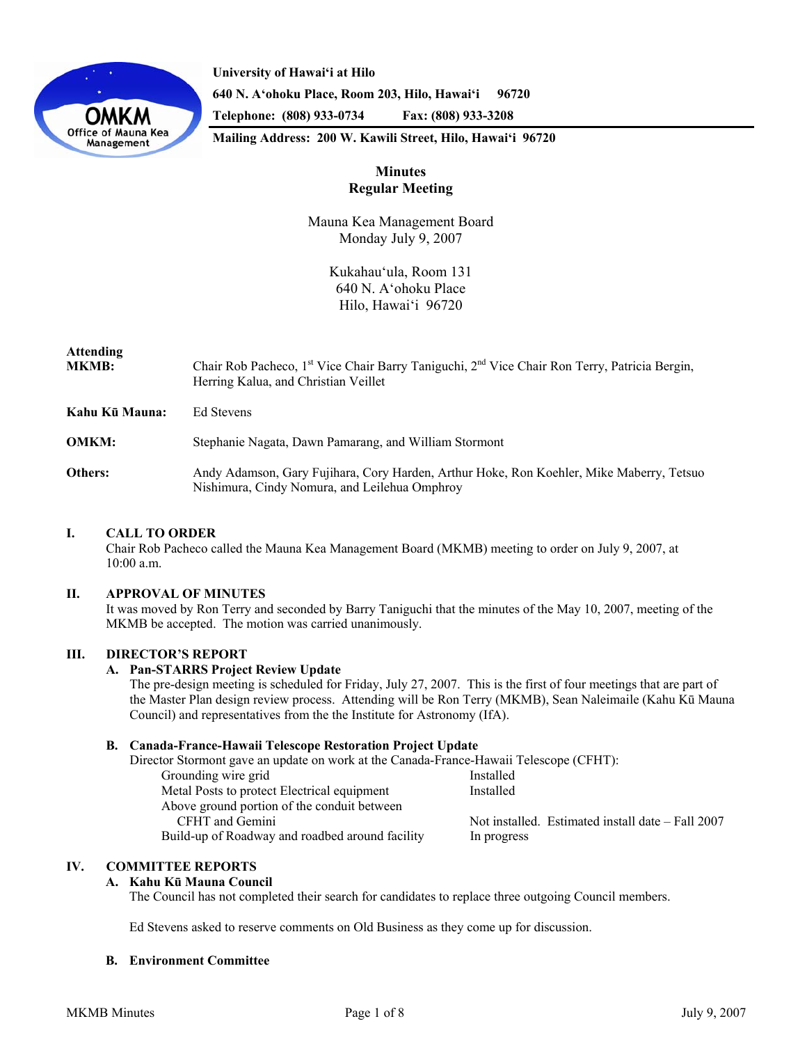University of Hawaiʻi at Hilo

640 N. Aʻohoku Place, Room 203, Hilo, Hawaiʻi 96720

Telephone: (808) 933-0734 Fax: (808) 933-3208

Mailing Address: 200 W. Kawili Street, Hilo, Hawaiʻi 96720

# Minutes
## Regular Meeting

Mauna Kea Management Board
Monday July 9, 2007

Kukahauʻula, Room 131
640 N. Aʻohoku Place
Hilo, Hawaiʻi 96720

**Attending**

**MKMB:** Chair Rob Pacheco, 1st Vice Chair Barry Taniguchi, 2nd Vice Chair Ron Terry, Patricia Bergin, Herring Kalua, and Christian Veillet

**Kahu Kū Mauna:** Ed Stevens

**OMKM:** Stephanie Nagata, Dawn Pamarang, and William Stormont

**Others:** Andy Adamson, Gary Fujihara, Cory Harden, Arthur Hoke, Ron Koehler, Mike Maberry, Tetsuo Nishimura, Cindy Nomura, and Leilehua Omphroy

## I. CALL TO ORDER

Chair Rob Pacheco called the Mauna Kea Management Board (MKMB) meeting to order on July 9, 2007, at 10:00 a.m.

## II. APPROVAL OF MINUTES

It was moved by Ron Terry and seconded by Barry Taniguchi that the minutes of the May 10, 2007, meeting of the MKMB be accepted. The motion was carried unanimously.

## III. DIRECTOR'S REPORT

### A. Pan-STARRS Project Review Update

The pre-design meeting is scheduled for Friday, July 27, 2007. This is the first of four meetings that are part of the Master Plan design review process. Attending will be Ron Terry (MKMB), Sean Naleimaile (Kahu Kū Mauna Council) and representatives from the the Institute for Astronomy (IfA).

### B. Canada-France-Hawaii Telescope Restoration Project Update

Director Stormont gave an update on work at the Canada-France-Hawaii Telescope (CFHT):

| | |
|---|---|
| Grounding wire grid | Installed |
| Metal Posts to protect Electrical equipment | Installed |
| Above ground portion of the conduit between CFHT and Gemini | Not installed. Estimated install date – Fall 2007 |
| Build-up of Roadway and roadbed around facility | In progress |

## IV. COMMITTEE REPORTS

### A. Kahu Kū Mauna Council

The Council has not completed their search for candidates to replace three outgoing Council members.

Ed Stevens asked to reserve comments on Old Business as they come up for discussion.

### B. Environment Committee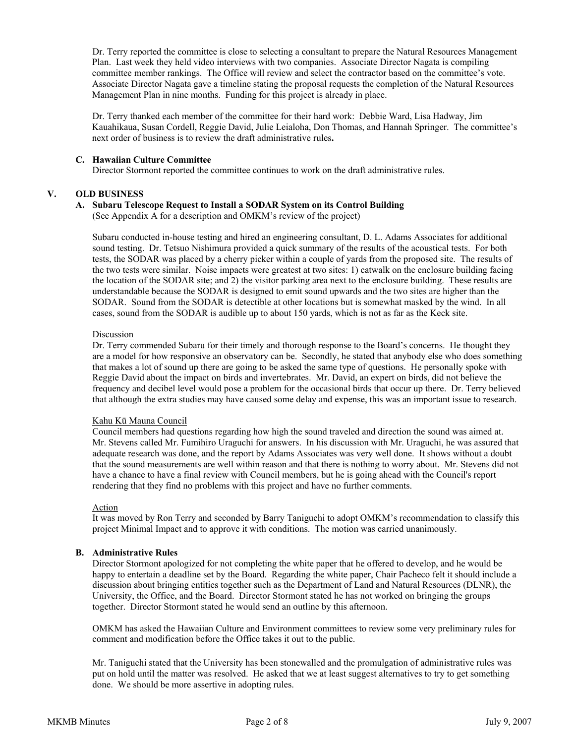Dr. Terry reported the committee is close to selecting a consultant to prepare the Natural Resources Management Plan. Last week they held video interviews with two companies. Associate Director Nagata is compiling committee member rankings. The Office will review and select the contractor based on the committee's vote. Associate Director Nagata gave a timeline stating the proposal requests the completion of the Natural Resources Management Plan in nine months. Funding for this project is already in place.

Dr. Terry thanked each member of the committee for their hard work: Debbie Ward, Lisa Hadway, Jim Kauahikaua, Susan Cordell, Reggie David, Julie Leialoha, Don Thomas, and Hannah Springer. The committee's next order of business is to review the draft administrative rules**.**

### C. Hawaiian Culture Committee

Director Stormont reported the committee continues to work on the draft administrative rules.

## V. OLD BUSINESS

### A. Subaru Telescope Request to Install a SODAR System on its Control Building

(See Appendix A for a description and OMKM's review of the project)

Subaru conducted in-house testing and hired an engineering consultant, D. L. Adams Associates for additional sound testing. Dr. Tetsuo Nishimura provided a quick summary of the results of the acoustical tests. For both tests, the SODAR was placed by a cherry picker within a couple of yards from the proposed site. The results of the two tests were similar. Noise impacts were greatest at two sites: 1) catwalk on the enclosure building facing the location of the SODAR site; and 2) the visitor parking area next to the enclosure building. These results are understandable because the SODAR is designed to emit sound upwards and the two sites are higher than the SODAR. Sound from the SODAR is detectible at other locations but is somewhat masked by the wind. In all cases, sound from the SODAR is audible up to about 150 yards, which is not as far as the Keck site.

Discussion

Dr. Terry commended Subaru for their timely and thorough response to the Board's concerns. He thought they are a model for how responsive an observatory can be. Secondly, he stated that anybody else who does something that makes a lot of sound up there are going to be asked the same type of questions. He personally spoke with Reggie David about the impact on birds and invertebrates. Mr. David, an expert on birds, did not believe the frequency and decibel level would pose a problem for the occasional birds that occur up there. Dr. Terry believed that although the extra studies may have caused some delay and expense, this was an important issue to research.

Kahu Kū Mauna Council

Council members had questions regarding how high the sound traveled and direction the sound was aimed at. Mr. Stevens called Mr. Fumihiro Uraguchi for answers. In his discussion with Mr. Uraguchi, he was assured that adequate research was done, and the report by Adams Associates was very well done. It shows without a doubt that the sound measurements are well within reason and that there is nothing to worry about. Mr. Stevens did not have a chance to have a final review with Council members, but he is going ahead with the Council's report rendering that they find no problems with this project and have no further comments.

Action

It was moved by Ron Terry and seconded by Barry Taniguchi to adopt OMKM's recommendation to classify this project Minimal Impact and to approve it with conditions. The motion was carried unanimously.

### B. Administrative Rules

Director Stormont apologized for not completing the white paper that he offered to develop, and he would be happy to entertain a deadline set by the Board. Regarding the white paper, Chair Pacheco felt it should include a discussion about bringing entities together such as the Department of Land and Natural Resources (DLNR), the University, the Office, and the Board. Director Stormont stated he has not worked on bringing the groups together. Director Stormont stated he would send an outline by this afternoon.

OMKM has asked the Hawaiian Culture and Environment committees to review some very preliminary rules for comment and modification before the Office takes it out to the public.

Mr. Taniguchi stated that the University has been stonewalled and the promulgation of administrative rules was put on hold until the matter was resolved. He asked that we at least suggest alternatives to try to get something done. We should be more assertive in adopting rules.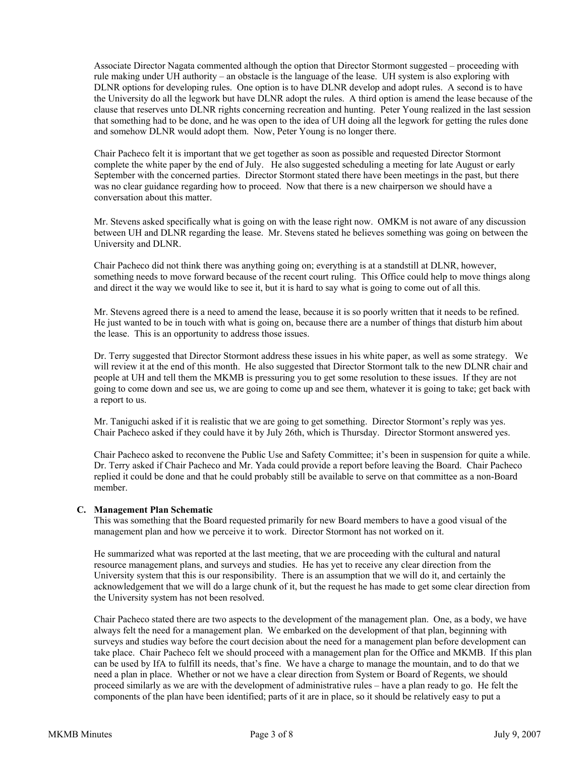Associate Director Nagata commented although the option that Director Stormont suggested – proceeding with rule making under UH authority – an obstacle is the language of the lease. UH system is also exploring with DLNR options for developing rules. One option is to have DLNR develop and adopt rules. A second is to have the University do all the legwork but have DLNR adopt the rules. A third option is amend the lease because of the clause that reserves unto DLNR rights concerning recreation and hunting. Peter Young realized in the last session that something had to be done, and he was open to the idea of UH doing all the legwork for getting the rules done and somehow DLNR would adopt them. Now, Peter Young is no longer there.

Chair Pacheco felt it is important that we get together as soon as possible and requested Director Stormont complete the white paper by the end of July. He also suggested scheduling a meeting for late August or early September with the concerned parties. Director Stormont stated there have been meetings in the past, but there was no clear guidance regarding how to proceed. Now that there is a new chairperson we should have a conversation about this matter.

Mr. Stevens asked specifically what is going on with the lease right now. OMKM is not aware of any discussion between UH and DLNR regarding the lease. Mr. Stevens stated he believes something was going on between the University and DLNR.

Chair Pacheco did not think there was anything going on; everything is at a standstill at DLNR, however, something needs to move forward because of the recent court ruling. This Office could help to move things along and direct it the way we would like to see it, but it is hard to say what is going to come out of all this.

Mr. Stevens agreed there is a need to amend the lease, because it is so poorly written that it needs to be refined. He just wanted to be in touch with what is going on, because there are a number of things that disturb him about the lease. This is an opportunity to address those issues.

Dr. Terry suggested that Director Stormont address these issues in his white paper, as well as some strategy. We will review it at the end of this month. He also suggested that Director Stormont talk to the new DLNR chair and people at UH and tell them the MKMB is pressuring you to get some resolution to these issues. If they are not going to come down and see us, we are going to come up and see them, whatever it is going to take; get back with a report to us.

Mr. Taniguchi asked if it is realistic that we are going to get something. Director Stormont's reply was yes. Chair Pacheco asked if they could have it by July 26th, which is Thursday. Director Stormont answered yes.

Chair Pacheco asked to reconvene the Public Use and Safety Committee; it's been in suspension for quite a while. Dr. Terry asked if Chair Pacheco and Mr. Yada could provide a report before leaving the Board. Chair Pacheco replied it could be done and that he could probably still be available to serve on that committee as a non-Board member.

**C. Management Plan Schematic**

This was something that the Board requested primarily for new Board members to have a good visual of the management plan and how we perceive it to work. Director Stormont has not worked on it.

He summarized what was reported at the last meeting, that we are proceeding with the cultural and natural resource management plans, and surveys and studies. He has yet to receive any clear direction from the University system that this is our responsibility. There is an assumption that we will do it, and certainly the acknowledgement that we will do a large chunk of it, but the request he has made to get some clear direction from the University system has not been resolved.

Chair Pacheco stated there are two aspects to the development of the management plan. One, as a body, we have always felt the need for a management plan. We embarked on the development of that plan, beginning with surveys and studies way before the court decision about the need for a management plan before development can take place. Chair Pacheco felt we should proceed with a management plan for the Office and MKMB. If this plan can be used by IfA to fulfill its needs, that's fine. We have a charge to manage the mountain, and to do that we need a plan in place. Whether or not we have a clear direction from System or Board of Regents, we should proceed similarly as we are with the development of administrative rules – have a plan ready to go. He felt the components of the plan have been identified; parts of it are in place, so it should be relatively easy to put a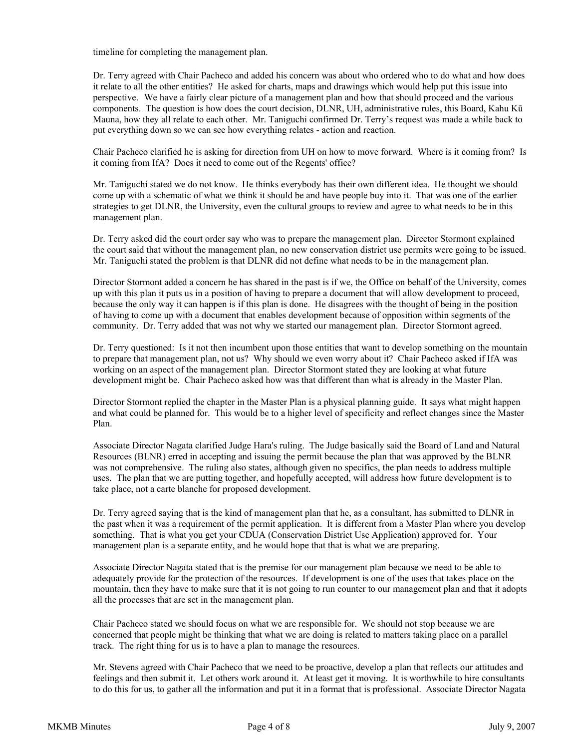timeline for completing the management plan.

Dr. Terry agreed with Chair Pacheco and added his concern was about who ordered who to do what and how does it relate to all the other entities? He asked for charts, maps and drawings which would help put this issue into perspective. We have a fairly clear picture of a management plan and how that should proceed and the various components. The question is how does the court decision, DLNR, UH, administrative rules, this Board, Kahu Kū Mauna, how they all relate to each other. Mr. Taniguchi confirmed Dr. Terry's request was made a while back to put everything down so we can see how everything relates - action and reaction.

Chair Pacheco clarified he is asking for direction from UH on how to move forward. Where is it coming from? Is it coming from IfA? Does it need to come out of the Regents' office?

Mr. Taniguchi stated we do not know. He thinks everybody has their own different idea. He thought we should come up with a schematic of what we think it should be and have people buy into it. That was one of the earlier strategies to get DLNR, the University, even the cultural groups to review and agree to what needs to be in this management plan.

Dr. Terry asked did the court order say who was to prepare the management plan. Director Stormont explained the court said that without the management plan, no new conservation district use permits were going to be issued. Mr. Taniguchi stated the problem is that DLNR did not define what needs to be in the management plan.

Director Stormont added a concern he has shared in the past is if we, the Office on behalf of the University, comes up with this plan it puts us in a position of having to prepare a document that will allow development to proceed, because the only way it can happen is if this plan is done. He disagrees with the thought of being in the position of having to come up with a document that enables development because of opposition within segments of the community. Dr. Terry added that was not why we started our management plan. Director Stormont agreed.

Dr. Terry questioned: Is it not then incumbent upon those entities that want to develop something on the mountain to prepare that management plan, not us? Why should we even worry about it? Chair Pacheco asked if IfA was working on an aspect of the management plan. Director Stormont stated they are looking at what future development might be. Chair Pacheco asked how was that different than what is already in the Master Plan.

Director Stormont replied the chapter in the Master Plan is a physical planning guide. It says what might happen and what could be planned for. This would be to a higher level of specificity and reflect changes since the Master Plan.

Associate Director Nagata clarified Judge Hara's ruling. The Judge basically said the Board of Land and Natural Resources (BLNR) erred in accepting and issuing the permit because the plan that was approved by the BLNR was not comprehensive. The ruling also states, although given no specifics, the plan needs to address multiple uses. The plan that we are putting together, and hopefully accepted, will address how future development is to take place, not a carte blanche for proposed development.

Dr. Terry agreed saying that is the kind of management plan that he, as a consultant, has submitted to DLNR in the past when it was a requirement of the permit application. It is different from a Master Plan where you develop something. That is what you get your CDUA (Conservation District Use Application) approved for. Your management plan is a separate entity, and he would hope that that is what we are preparing.

Associate Director Nagata stated that is the premise for our management plan because we need to be able to adequately provide for the protection of the resources. If development is one of the uses that takes place on the mountain, then they have to make sure that it is not going to run counter to our management plan and that it adopts all the processes that are set in the management plan.

Chair Pacheco stated we should focus on what we are responsible for. We should not stop because we are concerned that people might be thinking that what we are doing is related to matters taking place on a parallel track. The right thing for us is to have a plan to manage the resources.

Mr. Stevens agreed with Chair Pacheco that we need to be proactive, develop a plan that reflects our attitudes and feelings and then submit it. Let others work around it. At least get it moving. It is worthwhile to hire consultants to do this for us, to gather all the information and put it in a format that is professional. Associate Director Nagata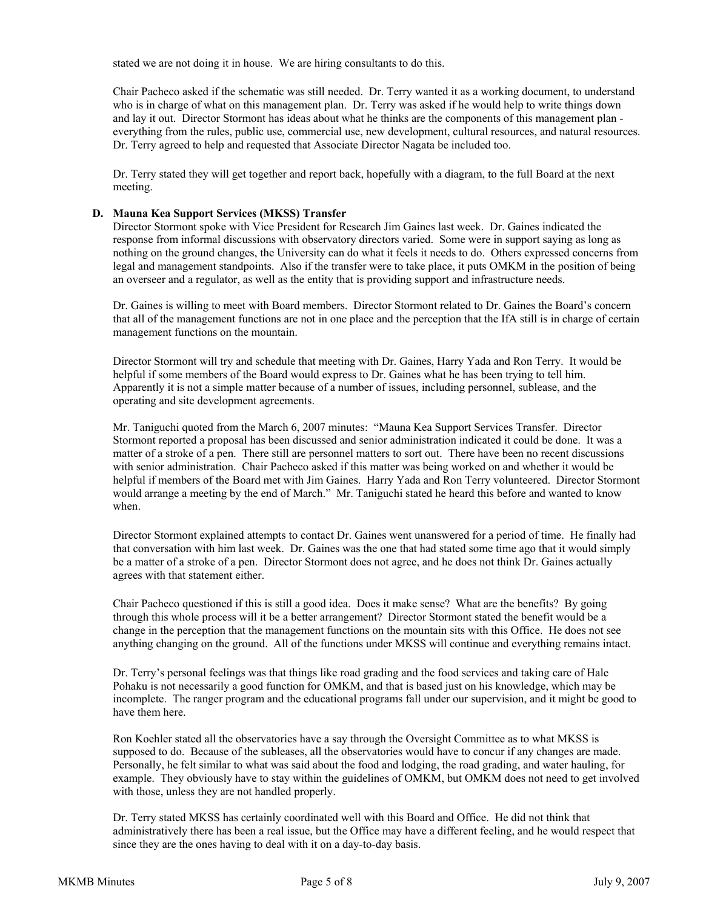stated we are not doing it in house. We are hiring consultants to do this.

Chair Pacheco asked if the schematic was still needed. Dr. Terry wanted it as a working document, to understand who is in charge of what on this management plan. Dr. Terry was asked if he would help to write things down and lay it out. Director Stormont has ideas about what he thinks are the components of this management plan - everything from the rules, public use, commercial use, new development, cultural resources, and natural resources. Dr. Terry agreed to help and requested that Associate Director Nagata be included too.

Dr. Terry stated they will get together and report back, hopefully with a diagram, to the full Board at the next meeting.

**D. Mauna Kea Support Services (MKSS) Transfer**

Director Stormont spoke with Vice President for Research Jim Gaines last week. Dr. Gaines indicated the response from informal discussions with observatory directors varied. Some were in support saying as long as nothing on the ground changes, the University can do what it feels it needs to do. Others expressed concerns from legal and management standpoints. Also if the transfer were to take place, it puts OMKM in the position of being an overseer and a regulator, as well as the entity that is providing support and infrastructure needs.

Dr. Gaines is willing to meet with Board members. Director Stormont related to Dr. Gaines the Board's concern that all of the management functions are not in one place and the perception that the IfA still is in charge of certain management functions on the mountain.

Director Stormont will try and schedule that meeting with Dr. Gaines, Harry Yada and Ron Terry. It would be helpful if some members of the Board would express to Dr. Gaines what he has been trying to tell him. Apparently it is not a simple matter because of a number of issues, including personnel, sublease, and the operating and site development agreements.

Mr. Taniguchi quoted from the March 6, 2007 minutes: "Mauna Kea Support Services Transfer. Director Stormont reported a proposal has been discussed and senior administration indicated it could be done. It was a matter of a stroke of a pen. There still are personnel matters to sort out. There have been no recent discussions with senior administration. Chair Pacheco asked if this matter was being worked on and whether it would be helpful if members of the Board met with Jim Gaines. Harry Yada and Ron Terry volunteered. Director Stormont would arrange a meeting by the end of March." Mr. Taniguchi stated he heard this before and wanted to know when.

Director Stormont explained attempts to contact Dr. Gaines went unanswered for a period of time. He finally had that conversation with him last week. Dr. Gaines was the one that had stated some time ago that it would simply be a matter of a stroke of a pen. Director Stormont does not agree, and he does not think Dr. Gaines actually agrees with that statement either.

Chair Pacheco questioned if this is still a good idea. Does it make sense? What are the benefits? By going through this whole process will it be a better arrangement? Director Stormont stated the benefit would be a change in the perception that the management functions on the mountain sits with this Office. He does not see anything changing on the ground. All of the functions under MKSS will continue and everything remains intact.

Dr. Terry's personal feelings was that things like road grading and the food services and taking care of Hale Pohaku is not necessarily a good function for OMKM, and that is based just on his knowledge, which may be incomplete. The ranger program and the educational programs fall under our supervision, and it might be good to have them here.

Ron Koehler stated all the observatories have a say through the Oversight Committee as to what MKSS is supposed to do. Because of the subleases, all the observatories would have to concur if any changes are made. Personally, he felt similar to what was said about the food and lodging, the road grading, and water hauling, for example. They obviously have to stay within the guidelines of OMKM, but OMKM does not need to get involved with those, unless they are not handled properly.

Dr. Terry stated MKSS has certainly coordinated well with this Board and Office. He did not think that administratively there has been a real issue, but the Office may have a different feeling, and he would respect that since they are the ones having to deal with it on a day-to-day basis.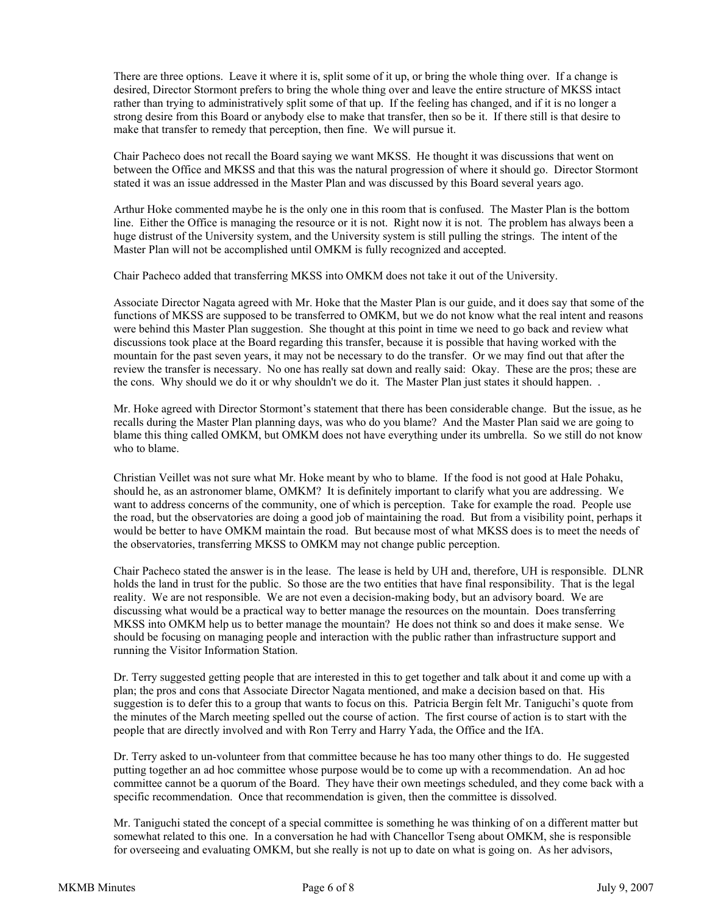There are three options. Leave it where it is, split some of it up, or bring the whole thing over. If a change is desired, Director Stormont prefers to bring the whole thing over and leave the entire structure of MKSS intact rather than trying to administratively split some of that up. If the feeling has changed, and if it is no longer a strong desire from this Board or anybody else to make that transfer, then so be it. If there still is that desire to make that transfer to remedy that perception, then fine. We will pursue it.

Chair Pacheco does not recall the Board saying we want MKSS. He thought it was discussions that went on between the Office and MKSS and that this was the natural progression of where it should go. Director Stormont stated it was an issue addressed in the Master Plan and was discussed by this Board several years ago.

Arthur Hoke commented maybe he is the only one in this room that is confused. The Master Plan is the bottom line. Either the Office is managing the resource or it is not. Right now it is not. The problem has always been a huge distrust of the University system, and the University system is still pulling the strings. The intent of the Master Plan will not be accomplished until OMKM is fully recognized and accepted.

Chair Pacheco added that transferring MKSS into OMKM does not take it out of the University.

Associate Director Nagata agreed with Mr. Hoke that the Master Plan is our guide, and it does say that some of the functions of MKSS are supposed to be transferred to OMKM, but we do not know what the real intent and reasons were behind this Master Plan suggestion. She thought at this point in time we need to go back and review what discussions took place at the Board regarding this transfer, because it is possible that having worked with the mountain for the past seven years, it may not be necessary to do the transfer. Or we may find out that after the review the transfer is necessary. No one has really sat down and really said: Okay. These are the pros; these are the cons. Why should we do it or why shouldn't we do it. The Master Plan just states it should happen. .

Mr. Hoke agreed with Director Stormont's statement that there has been considerable change. But the issue, as he recalls during the Master Plan planning days, was who do you blame? And the Master Plan said we are going to blame this thing called OMKM, but OMKM does not have everything under its umbrella. So we still do not know who to blame.

Christian Veillet was not sure what Mr. Hoke meant by who to blame. If the food is not good at Hale Pohaku, should he, as an astronomer blame, OMKM? It is definitely important to clarify what you are addressing. We want to address concerns of the community, one of which is perception. Take for example the road. People use the road, but the observatories are doing a good job of maintaining the road. But from a visibility point, perhaps it would be better to have OMKM maintain the road. But because most of what MKSS does is to meet the needs of the observatories, transferring MKSS to OMKM may not change public perception.

Chair Pacheco stated the answer is in the lease. The lease is held by UH and, therefore, UH is responsible. DLNR holds the land in trust for the public. So those are the two entities that have final responsibility. That is the legal reality. We are not responsible. We are not even a decision-making body, but an advisory board. We are discussing what would be a practical way to better manage the resources on the mountain. Does transferring MKSS into OMKM help us to better manage the mountain? He does not think so and does it make sense. We should be focusing on managing people and interaction with the public rather than infrastructure support and running the Visitor Information Station.

Dr. Terry suggested getting people that are interested in this to get together and talk about it and come up with a plan; the pros and cons that Associate Director Nagata mentioned, and make a decision based on that. His suggestion is to defer this to a group that wants to focus on this. Patricia Bergin felt Mr. Taniguchi's quote from the minutes of the March meeting spelled out the course of action. The first course of action is to start with the people that are directly involved and with Ron Terry and Harry Yada, the Office and the IfA.

Dr. Terry asked to un-volunteer from that committee because he has too many other things to do. He suggested putting together an ad hoc committee whose purpose would be to come up with a recommendation. An ad hoc committee cannot be a quorum of the Board. They have their own meetings scheduled, and they come back with a specific recommendation. Once that recommendation is given, then the committee is dissolved.

Mr. Taniguchi stated the concept of a special committee is something he was thinking of on a different matter but somewhat related to this one. In a conversation he had with Chancellor Tseng about OMKM, she is responsible for overseeing and evaluating OMKM, but she really is not up to date on what is going on. As her advisors,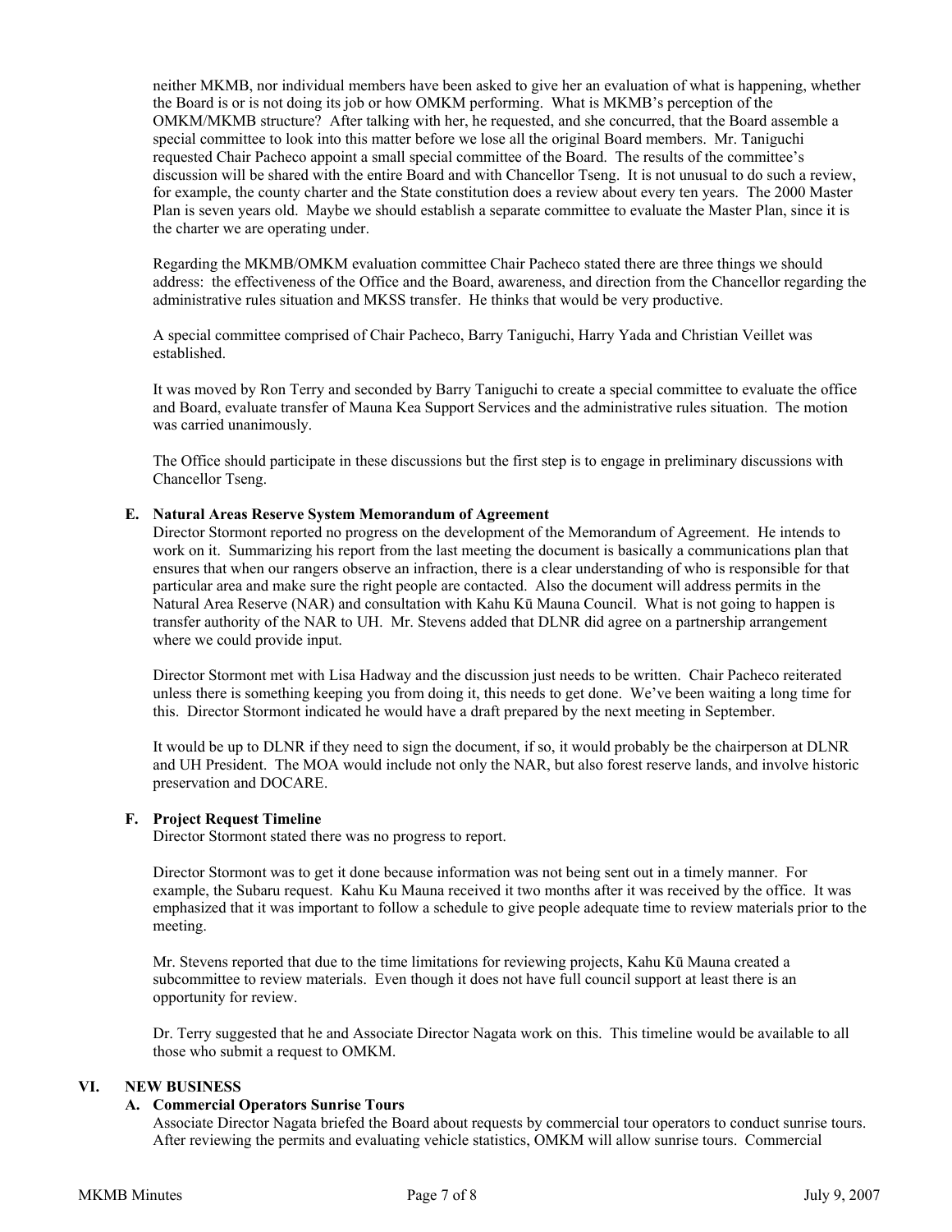neither MKMB, nor individual members have been asked to give her an evaluation of what is happening, whether the Board is or is not doing its job or how OMKM performing. What is MKMB's perception of the OMKM/MKMB structure? After talking with her, he requested, and she concurred, that the Board assemble a special committee to look into this matter before we lose all the original Board members. Mr. Taniguchi requested Chair Pacheco appoint a small special committee of the Board. The results of the committee's discussion will be shared with the entire Board and with Chancellor Tseng. It is not unusual to do such a review, for example, the county charter and the State constitution does a review about every ten years. The 2000 Master Plan is seven years old. Maybe we should establish a separate committee to evaluate the Master Plan, since it is the charter we are operating under.

Regarding the MKMB/OMKM evaluation committee Chair Pacheco stated there are three things we should address: the effectiveness of the Office and the Board, awareness, and direction from the Chancellor regarding the administrative rules situation and MKSS transfer. He thinks that would be very productive.

A special committee comprised of Chair Pacheco, Barry Taniguchi, Harry Yada and Christian Veillet was established.

It was moved by Ron Terry and seconded by Barry Taniguchi to create a special committee to evaluate the office and Board, evaluate transfer of Mauna Kea Support Services and the administrative rules situation. The motion was carried unanimously.

The Office should participate in these discussions but the first step is to engage in preliminary discussions with Chancellor Tseng.

### E. Natural Areas Reserve System Memorandum of Agreement

Director Stormont reported no progress on the development of the Memorandum of Agreement. He intends to work on it. Summarizing his report from the last meeting the document is basically a communications plan that ensures that when our rangers observe an infraction, there is a clear understanding of who is responsible for that particular area and make sure the right people are contacted. Also the document will address permits in the Natural Area Reserve (NAR) and consultation with Kahu Kū Mauna Council. What is not going to happen is transfer authority of the NAR to UH. Mr. Stevens added that DLNR did agree on a partnership arrangement where we could provide input.

Director Stormont met with Lisa Hadway and the discussion just needs to be written. Chair Pacheco reiterated unless there is something keeping you from doing it, this needs to get done. We've been waiting a long time for this. Director Stormont indicated he would have a draft prepared by the next meeting in September.

It would be up to DLNR if they need to sign the document, if so, it would probably be the chairperson at DLNR and UH President. The MOA would include not only the NAR, but also forest reserve lands, and involve historic preservation and DOCARE.

### F. Project Request Timeline

Director Stormont stated there was no progress to report.

Director Stormont was to get it done because information was not being sent out in a timely manner. For example, the Subaru request. Kahu Ku Mauna received it two months after it was received by the office. It was emphasized that it was important to follow a schedule to give people adequate time to review materials prior to the meeting.

Mr. Stevens reported that due to the time limitations for reviewing projects, Kahu Kū Mauna created a subcommittee to review materials. Even though it does not have full council support at least there is an opportunity for review.

Dr. Terry suggested that he and Associate Director Nagata work on this. This timeline would be available to all those who submit a request to OMKM.

## VI. NEW BUSINESS

### A. Commercial Operators Sunrise Tours

Associate Director Nagata briefed the Board about requests by commercial tour operators to conduct sunrise tours. After reviewing the permits and evaluating vehicle statistics, OMKM will allow sunrise tours. Commercial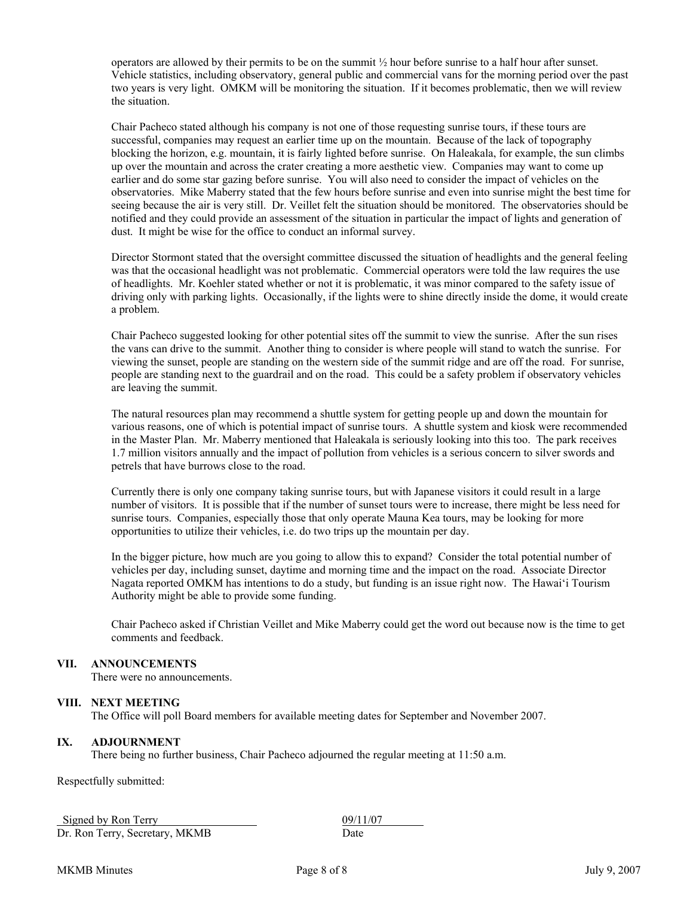operators are allowed by their permits to be on the summit ½ hour before sunrise to a half hour after sunset. Vehicle statistics, including observatory, general public and commercial vans for the morning period over the past two years is very light. OMKM will be monitoring the situation. If it becomes problematic, then we will review the situation.

Chair Pacheco stated although his company is not one of those requesting sunrise tours, if these tours are successful, companies may request an earlier time up on the mountain. Because of the lack of topography blocking the horizon, e.g. mountain, it is fairly lighted before sunrise. On Haleakala, for example, the sun climbs up over the mountain and across the crater creating a more aesthetic view. Companies may want to come up earlier and do some star gazing before sunrise. You will also need to consider the impact of vehicles on the observatories. Mike Maberry stated that the few hours before sunrise and even into sunrise might the best time for seeing because the air is very still. Dr. Veillet felt the situation should be monitored. The observatories should be notified and they could provide an assessment of the situation in particular the impact of lights and generation of dust. It might be wise for the office to conduct an informal survey.

Director Stormont stated that the oversight committee discussed the situation of headlights and the general feeling was that the occasional headlight was not problematic. Commercial operators were told the law requires the use of headlights. Mr. Koehler stated whether or not it is problematic, it was minor compared to the safety issue of driving only with parking lights. Occasionally, if the lights were to shine directly inside the dome, it would create a problem.

Chair Pacheco suggested looking for other potential sites off the summit to view the sunrise. After the sun rises the vans can drive to the summit. Another thing to consider is where people will stand to watch the sunrise. For viewing the sunset, people are standing on the western side of the summit ridge and are off the road. For sunrise, people are standing next to the guardrail and on the road. This could be a safety problem if observatory vehicles are leaving the summit.

The natural resources plan may recommend a shuttle system for getting people up and down the mountain for various reasons, one of which is potential impact of sunrise tours. A shuttle system and kiosk were recommended in the Master Plan. Mr. Maberry mentioned that Haleakala is seriously looking into this too. The park receives 1.7 million visitors annually and the impact of pollution from vehicles is a serious concern to silver swords and petrels that have burrows close to the road.

Currently there is only one company taking sunrise tours, but with Japanese visitors it could result in a large number of visitors. It is possible that if the number of sunset tours were to increase, there might be less need for sunrise tours. Companies, especially those that only operate Mauna Kea tours, may be looking for more opportunities to utilize their vehicles, i.e. do two trips up the mountain per day.

In the bigger picture, how much are you going to allow this to expand? Consider the total potential number of vehicles per day, including sunset, daytime and morning time and the impact on the road. Associate Director Nagata reported OMKM has intentions to do a study, but funding is an issue right now. The Hawai‘i Tourism Authority might be able to provide some funding.

Chair Pacheco asked if Christian Veillet and Mike Maberry could get the word out because now is the time to get comments and feedback.

## VII. ANNOUNCEMENTS

There were no announcements.

## VIII. NEXT MEETING

The Office will poll Board members for available meeting dates for September and November 2007.

## IX. ADJOURNMENT

There being no further business, Chair Pacheco adjourned the regular meeting at 11:50 a.m.

Respectfully submitted:

Signed by Ron Terry — 09/11/07

Dr. Ron Terry, Secretary, MKMB — Date